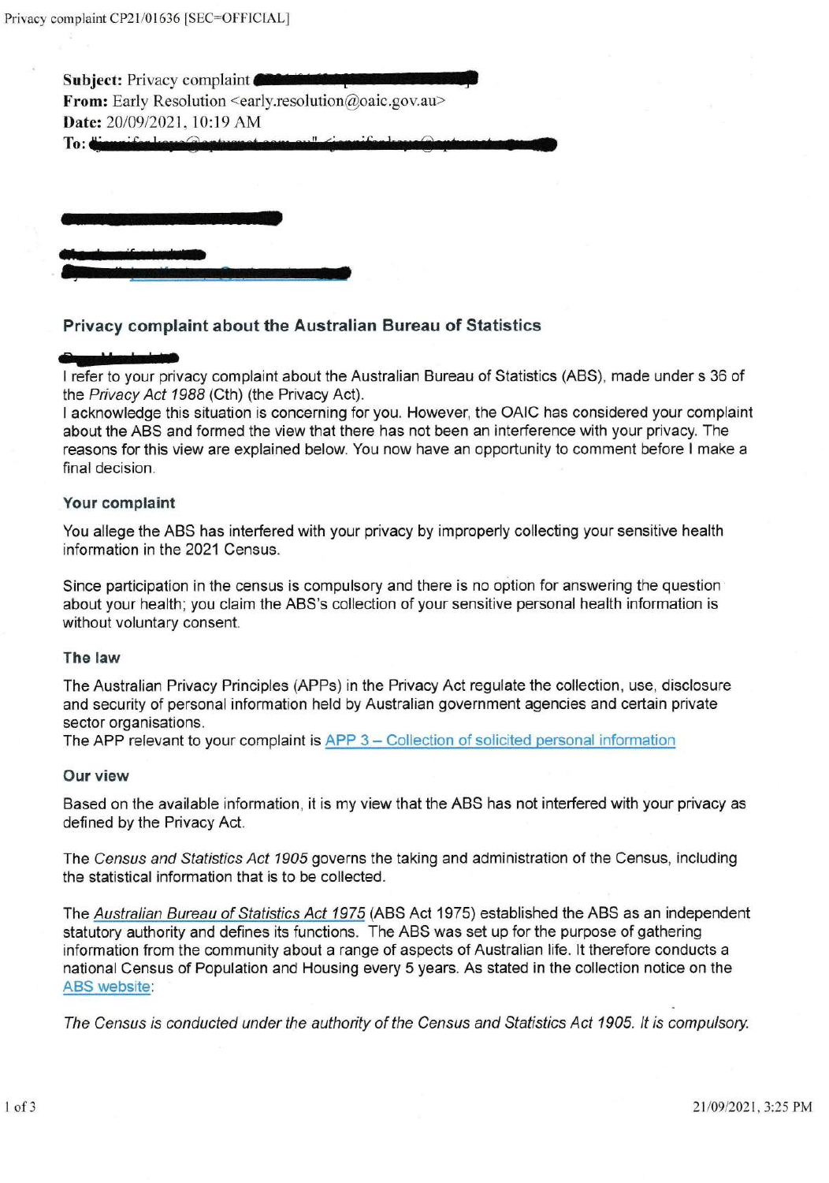**Subject:** Privacy complaint
**From:** Early Resolution <early.resolution@oaic.gov.au>
**Date:** 20/09/2021, 10:19 AM
**To:**

## Privacy complaint about the Australian Bureau of Statistics

I refer to your privacy complaint about the Australian Bureau of Statistics (ABS), made under s 36 of the *Privacy Act 1988* (Cth) (the Privacy Act).
I acknowledge this situation is concerning for you. However, the OAIC has considered your complaint about the ABS and formed the view that there has not been an interference with your privacy. The reasons for this view are explained below. You now have an opportunity to comment before I make a final decision.

### Your complaint

You allege the ABS has interfered with your privacy by improperly collecting your sensitive health information in the 2021 Census.

Since participation in the census is compulsory and there is no option for answering the question about your health; you claim the ABS's collection of your sensitive personal health information is without voluntary consent.

### The law

The Australian Privacy Principles (APPs) in the Privacy Act regulate the collection, use, disclosure and security of personal information held by Australian government agencies and certain private sector organisations.
The APP relevant to your complaint is APP 3 – Collection of solicited personal information

### Our view

Based on the available information, it is my view that the ABS has not interfered with your privacy as defined by the Privacy Act.

The *Census and Statistics Act 1905* governs the taking and administration of the Census, including the statistical information that is to be collected.

The *Australian Bureau of Statistics Act 1975* (ABS Act 1975) established the ABS as an independent statutory authority and defines its functions. The ABS was set up for the purpose of gathering information from the community about a range of aspects of Australian life. It therefore conducts a national Census of Population and Housing every 5 years. As stated in the collection notice on the ABS website:

*The Census is conducted under the authority of the Census and Statistics Act 1905. It is compulsory.*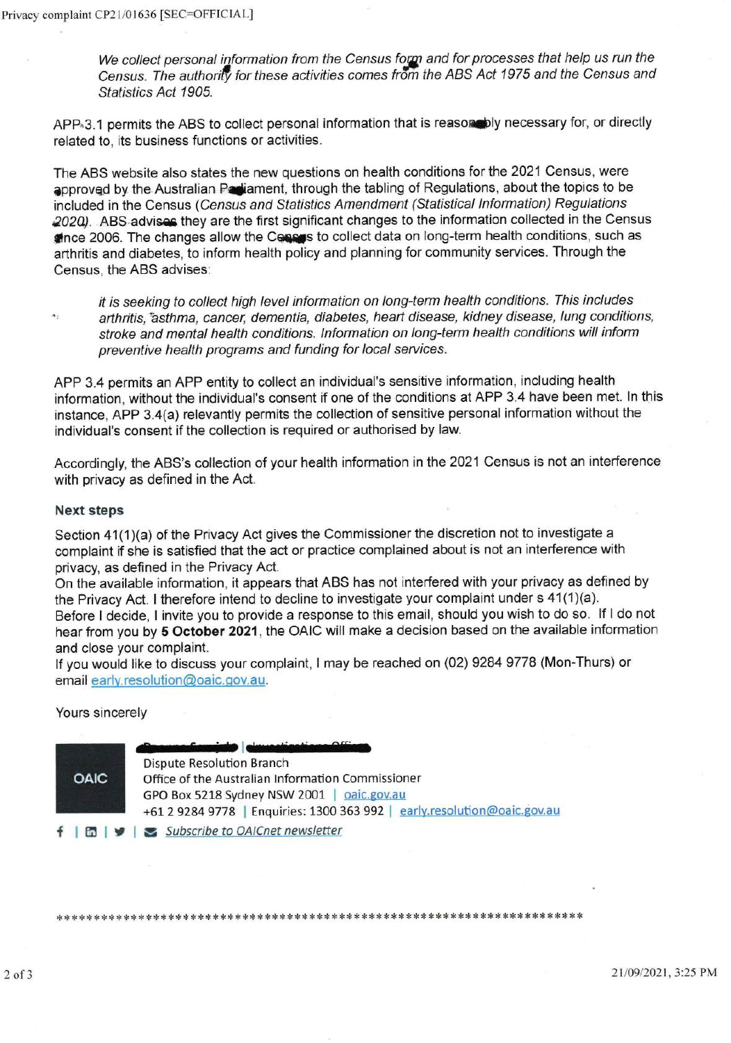*We collect personal information from the Census form and for processes that help us run the Census. The authority for these activities comes from the ABS Act 1975 and the Census and Statistics Act 1905.*

APP 3.1 permits the ABS to collect personal information that is reasonably necessary for, or directly related to, its business functions or activities.

The ABS website also states the new questions on health conditions for the 2021 Census, were approved by the Australian Parliament, through the tabling of Regulations, about the topics to be included in the Census (*Census and Statistics Amendment (Statistical Information) Regulations 2020*). ABS advises they are the first significant changes to the information collected in the Census since 2006. The changes allow the Census to collect data on long-term health conditions, such as arthritis and diabetes, to inform health policy and planning for community services. Through the Census, the ABS advises:

*it is seeking to collect high level information on long-term health conditions. This includes arthritis, asthma, cancer, dementia, diabetes, heart disease, kidney disease, lung conditions, stroke and mental health conditions. Information on long-term health conditions will inform preventive health programs and funding for local services.*

APP 3.4 permits an APP entity to collect an individual's sensitive information, including health information, without the individual's consent if one of the conditions at APP 3.4 have been met. In this instance, APP 3.4(a) relevantly permits the collection of sensitive personal information without the individual's consent if the collection is required or authorised by law.

Accordingly, the ABS's collection of your health information in the 2021 Census is not an interference with privacy as defined in the Act.

**Next steps**

Section 41(1)(a) of the Privacy Act gives the Commissioner the discretion not to investigate a complaint if she is satisfied that the act or practice complained about is not an interference with privacy, as defined in the Privacy Act.

On the available information, it appears that ABS has not interfered with your privacy as defined by the Privacy Act. I therefore intend to decline to investigate your complaint under s 41(1)(a).

Before I decide, I invite you to provide a response to this email, should you wish to do so. If I do not hear from you by **5 October 2021**, the OAIC will make a decision based on the available information and close your complaint.

If you would like to discuss your complaint, I may be reached on (02) 9284 9778 (Mon-Thurs) or email early.resolution@oaic.gov.au.

Yours sincerely

[Redacted] | [Redacted]
Dispute Resolution Branch
Office of the Australian Information Commissioner
GPO Box 5218 Sydney NSW 2001 | oaic.gov.au
+61 2 9284 9778 | Enquiries: 1300 363 992 | early.resolution@oaic.gov.au

Subscribe to OAICnet newsletter

*********************************************************************